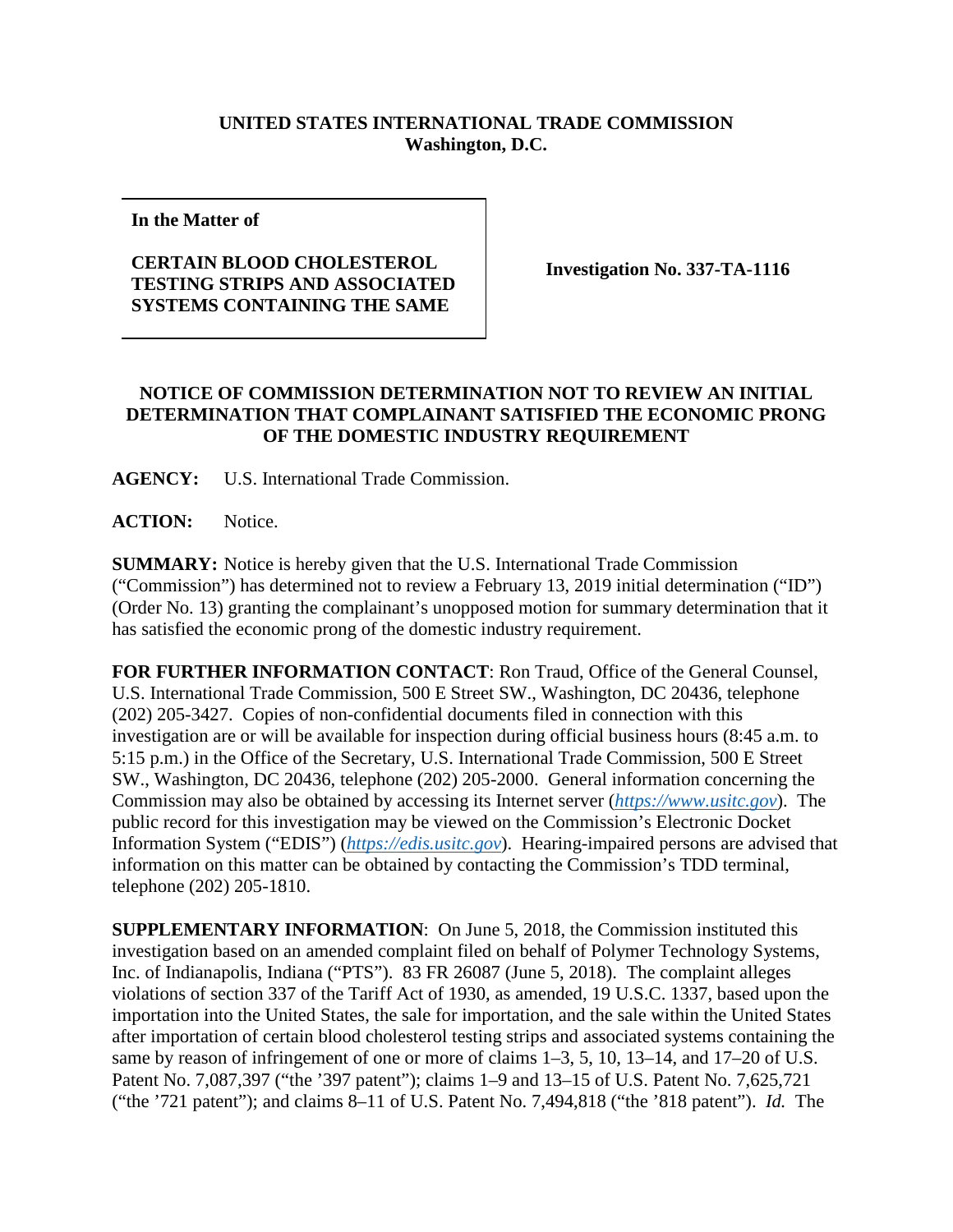**UNITED STATES INTERNATIONAL TRADE COMMISSION**
**Washington, D.C.**

| **In the Matter of**<br><br>**CERTAIN BLOOD CHOLESTEROL TESTING STRIPS AND ASSOCIATED SYSTEMS CONTAINING THE SAME** | **Investigation No. 337-TA-1116** |
|---|---|

**NOTICE OF COMMISSION DETERMINATION NOT TO REVIEW AN INITIAL DETERMINATION THAT COMPLAINANT SATISFIED THE ECONOMIC PRONG OF THE DOMESTIC INDUSTRY REQUIREMENT**

**AGENCY:** U.S. International Trade Commission.

**ACTION:** Notice.

**SUMMARY:** Notice is hereby given that the U.S. International Trade Commission ("Commission") has determined not to review a February 13, 2019 initial determination ("ID") (Order No. 13) granting the complainant's unopposed motion for summary determination that it has satisfied the economic prong of the domestic industry requirement.

**FOR FURTHER INFORMATION CONTACT**: Ron Traud, Office of the General Counsel, U.S. International Trade Commission, 500 E Street SW., Washington, DC 20436, telephone (202) 205-3427. Copies of non-confidential documents filed in connection with this investigation are or will be available for inspection during official business hours (8:45 a.m. to 5:15 p.m.) in the Office of the Secretary, U.S. International Trade Commission, 500 E Street SW., Washington, DC 20436, telephone (202) 205-2000. General information concerning the Commission may also be obtained by accessing its Internet server (*https://www.usitc.gov*). The public record for this investigation may be viewed on the Commission's Electronic Docket Information System ("EDIS") (*https://edis.usitc.gov*). Hearing-impaired persons are advised that information on this matter can be obtained by contacting the Commission's TDD terminal, telephone (202) 205-1810.

**SUPPLEMENTARY INFORMATION**: On June 5, 2018, the Commission instituted this investigation based on an amended complaint filed on behalf of Polymer Technology Systems, Inc. of Indianapolis, Indiana ("PTS"). 83 FR 26087 (June 5, 2018). The complaint alleges violations of section 337 of the Tariff Act of 1930, as amended, 19 U.S.C. 1337, based upon the importation into the United States, the sale for importation, and the sale within the United States after importation of certain blood cholesterol testing strips and associated systems containing the same by reason of infringement of one or more of claims 1–3, 5, 10, 13–14, and 17–20 of U.S. Patent No. 7,087,397 ("the '397 patent"); claims 1–9 and 13–15 of U.S. Patent No. 7,625,721 ("the '721 patent"); and claims 8–11 of U.S. Patent No. 7,494,818 ("the '818 patent"). *Id.* The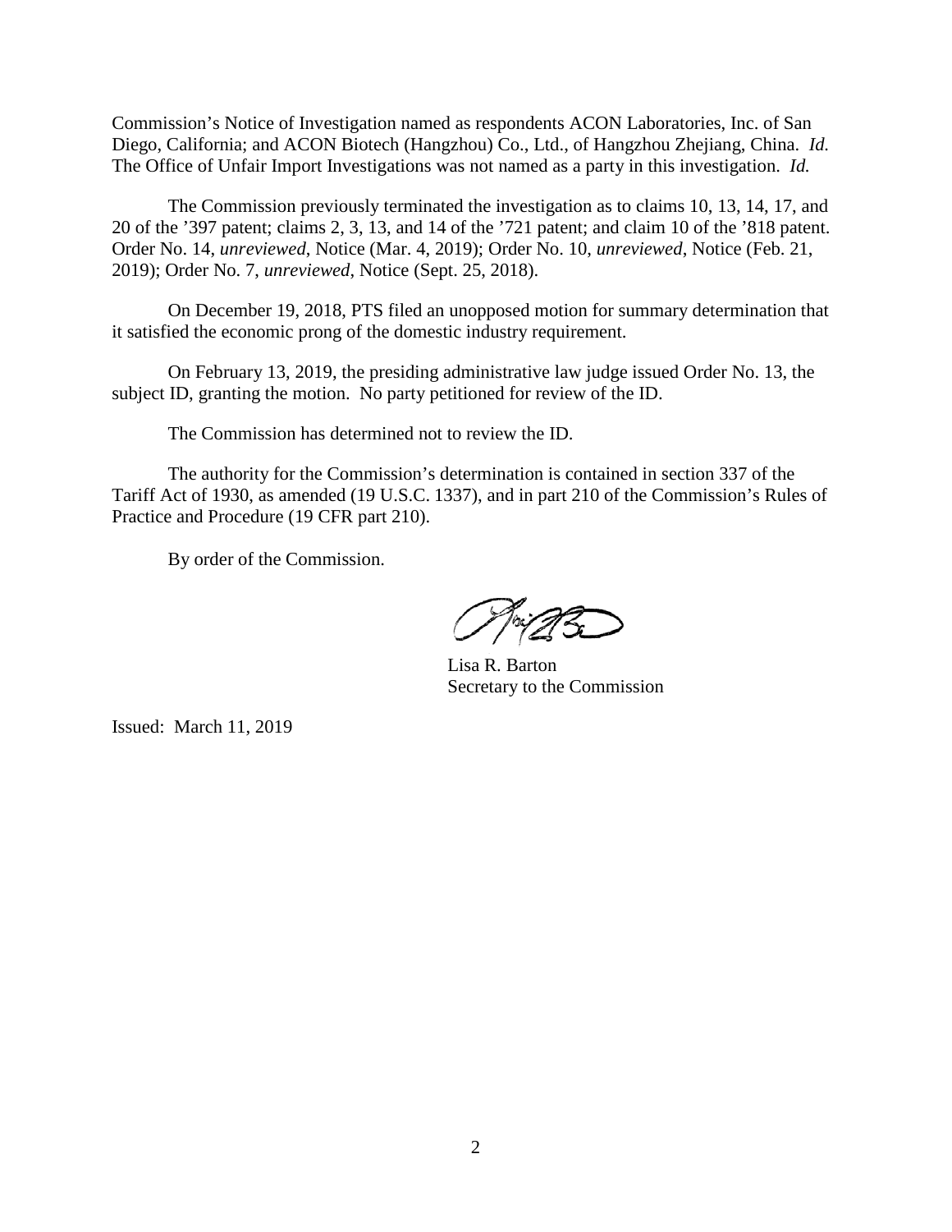Commission's Notice of Investigation named as respondents ACON Laboratories, Inc. of San Diego, California; and ACON Biotech (Hangzhou) Co., Ltd., of Hangzhou Zhejiang, China. *Id.* The Office of Unfair Import Investigations was not named as a party in this investigation. *Id.*

The Commission previously terminated the investigation as to claims 10, 13, 14, 17, and 20 of the '397 patent; claims 2, 3, 13, and 14 of the '721 patent; and claim 10 of the '818 patent. Order No. 14, *unreviewed*, Notice (Mar. 4, 2019); Order No. 10, *unreviewed*, Notice (Feb. 21, 2019); Order No. 7, *unreviewed*, Notice (Sept. 25, 2018).

On December 19, 2018, PTS filed an unopposed motion for summary determination that it satisfied the economic prong of the domestic industry requirement.

On February 13, 2019, the presiding administrative law judge issued Order No. 13, the subject ID, granting the motion. No party petitioned for review of the ID.

The Commission has determined not to review the ID.

The authority for the Commission's determination is contained in section 337 of the Tariff Act of 1930, as amended (19 U.S.C. 1337), and in part 210 of the Commission's Rules of Practice and Procedure (19 CFR part 210).

By order of the Commission.

Lisa R. Barton
Secretary to the Commission

Issued: March 11, 2019